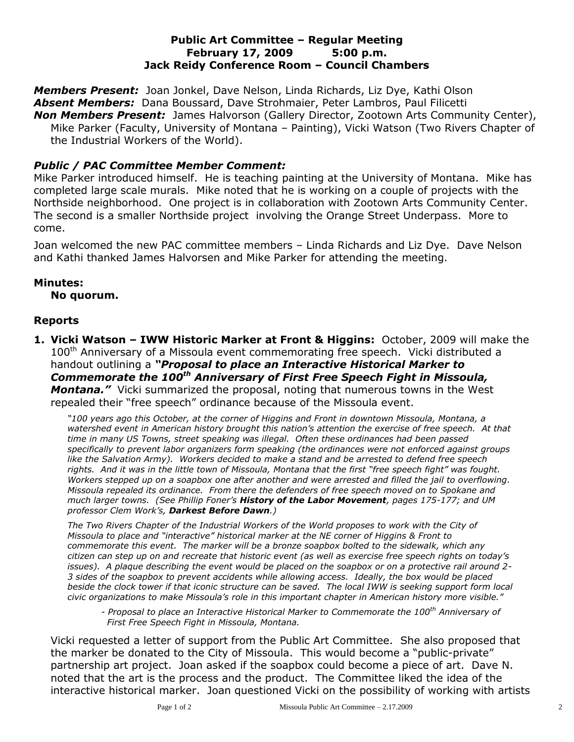# Public Art Committee – Regular Meeting
## February 17, 2009 5:00 p.m.
## Jack Reidy Conference Room – Council Chambers

***Members Present:*** Joan Jonkel, Dave Nelson, Linda Richards, Liz Dye, Kathi Olson
***Absent Members:*** Dana Boussard, Dave Strohmaier, Peter Lambros, Paul Filicetti
***Non Members Present:*** James Halvorson (Gallery Director, Zootown Arts Community Center), Mike Parker (Faculty, University of Montana – Painting), Vicki Watson (Two Rivers Chapter of the Industrial Workers of the World).

### *Public / PAC Committee Member Comment:*

Mike Parker introduced himself. He is teaching painting at the University of Montana. Mike has completed large scale murals. Mike noted that he is working on a couple of projects with the Northside neighborhood. One project is in collaboration with Zootown Arts Community Center. The second is a smaller Northside project involving the Orange Street Underpass. More to come.

Joan welcomed the new PAC committee members – Linda Richards and Liz Dye. Dave Nelson and Kathi thanked James Halvorsen and Mike Parker for attending the meeting.

### Minutes:

**No quorum.**

### Reports

1. **Vicki Watson – IWW Historic Marker at Front & Higgins:** October, 2009 will make the 100th Anniversary of a Missoula event commemorating free speech. Vicki distributed a handout outlining a ***"Proposal to place an Interactive Historical Marker to Commemorate the 100th Anniversary of First Free Speech Fight in Missoula, Montana."*** Vicki summarized the proposal, noting that numerous towns in the West repealed their "free speech" ordinance because of the Missoula event.

   *"100 years ago this October, at the corner of Higgins and Front in downtown Missoula, Montana, a watershed event in American history brought this nation's attention the exercise of free speech. At that time in many US Towns, street speaking was illegal. Often these ordinances had been passed specifically to prevent labor organizers form speaking (the ordinances were not enforced against groups like the Salvation Army). Workers decided to make a stand and be arrested to defend free speech rights. And it was in the little town of Missoula, Montana that the first "free speech fight" was fought. Workers stepped up on a soapbox one after another and were arrested and filled the jail to overflowing. Missoula repealed its ordinance. From there the defenders of free speech moved on to Spokane and much larger towns. (See Phillip Foner's **History of the Labor Movement**, pages 175-177; and UM professor Clem Work's, **Darkest Before Dawn**.)*

   *The Two Rivers Chapter of the Industrial Workers of the World proposes to work with the City of Missoula to place and "interactive" historical marker at the NE corner of Higgins & Front to commemorate this event. The marker will be a bronze soapbox bolted to the sidewalk, which any citizen can step up on and recreate that historic event (as well as exercise free speech rights on today's issues). A plaque describing the event would be placed on the soapbox or on a protective rail around 2-3 sides of the soapbox to prevent accidents while allowing access. Ideally, the box would be placed beside the clock tower if that iconic structure can be saved. The local IWW is seeking support form local civic organizations to make Missoula's role in this important chapter in American history more visible."*

   > *- Proposal to place an Interactive Historical Marker to Commemorate the 100th Anniversary of First Free Speech Fight in Missoula, Montana.*

   Vicki requested a letter of support from the Public Art Committee. She also proposed that the marker be donated to the City of Missoula. This would become a "public-private" partnership art project. Joan asked if the soapbox could become a piece of art. Dave N. noted that the art is the process and the product. The Committee liked the idea of the interactive historical marker. Joan questioned Vicki on the possibility of working with artists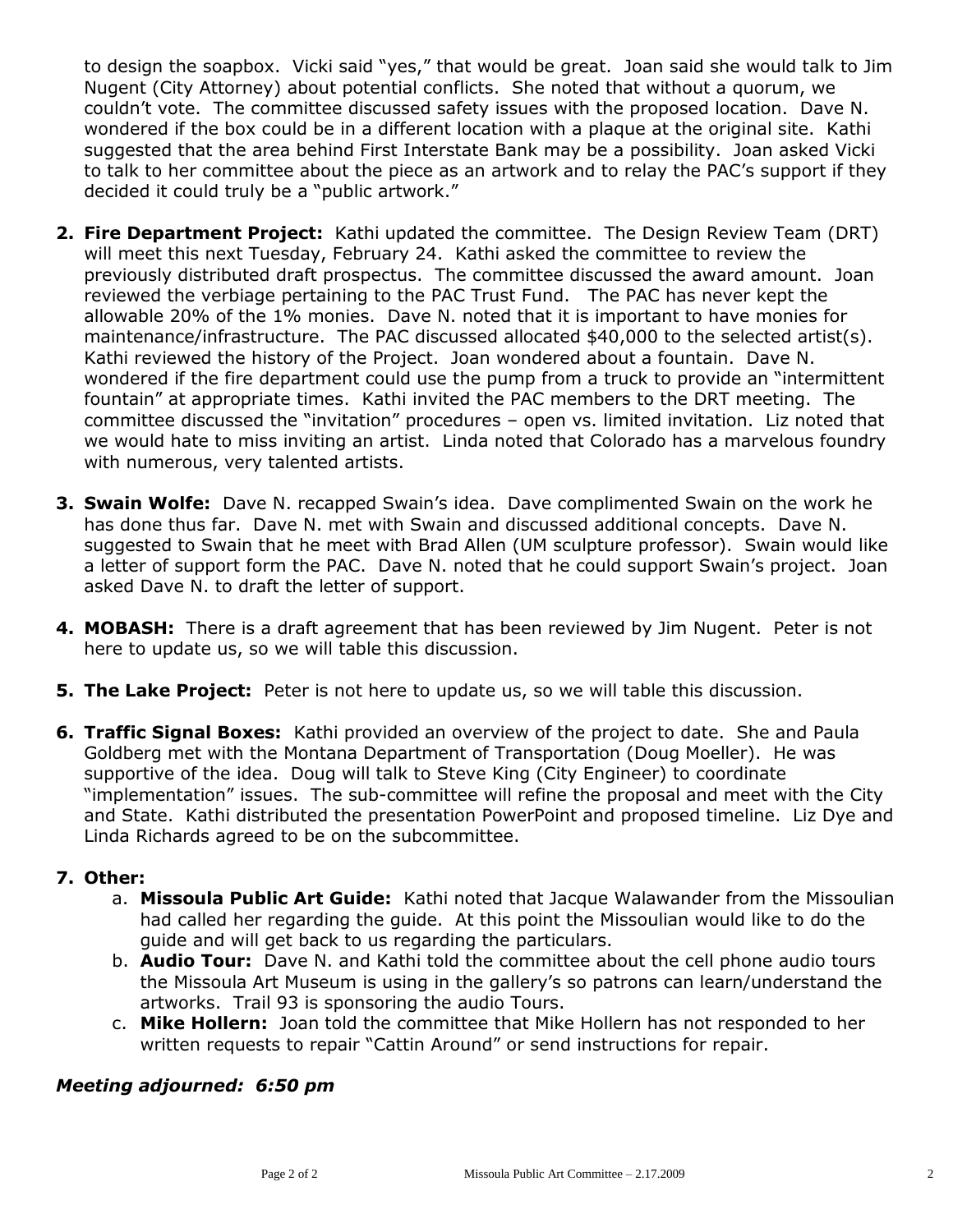to design the soapbox. Vicki said "yes," that would be great. Joan said she would talk to Jim Nugent (City Attorney) about potential conflicts. She noted that without a quorum, we couldn't vote. The committee discussed safety issues with the proposed location. Dave N. wondered if the box could be in a different location with a plaque at the original site. Kathi suggested that the area behind First Interstate Bank may be a possibility. Joan asked Vicki to talk to her committee about the piece as an artwork and to relay the PAC's support if they decided it could truly be a "public artwork."

2. **Fire Department Project:** Kathi updated the committee. The Design Review Team (DRT) will meet this next Tuesday, February 24. Kathi asked the committee to review the previously distributed draft prospectus. The committee discussed the award amount. Joan reviewed the verbiage pertaining to the PAC Trust Fund. The PAC has never kept the allowable 20% of the 1% monies. Dave N. noted that it is important to have monies for maintenance/infrastructure. The PAC discussed allocated $40,000 to the selected artist(s). Kathi reviewed the history of the Project. Joan wondered about a fountain. Dave N. wondered if the fire department could use the pump from a truck to provide an "intermittent fountain" at appropriate times. Kathi invited the PAC members to the DRT meeting. The committee discussed the "invitation" procedures – open vs. limited invitation. Liz noted that we would hate to miss inviting an artist. Linda noted that Colorado has a marvelous foundry with numerous, very talented artists.

3. **Swain Wolfe:** Dave N. recapped Swain's idea. Dave complimented Swain on the work he has done thus far. Dave N. met with Swain and discussed additional concepts. Dave N. suggested to Swain that he meet with Brad Allen (UM sculpture professor). Swain would like a letter of support form the PAC. Dave N. noted that he could support Swain's project. Joan asked Dave N. to draft the letter of support.

4. **MOBASH:** There is a draft agreement that has been reviewed by Jim Nugent. Peter is not here to update us, so we will table this discussion.

5. **The Lake Project:** Peter is not here to update us, so we will table this discussion.

6. **Traffic Signal Boxes:** Kathi provided an overview of the project to date. She and Paula Goldberg met with the Montana Department of Transportation (Doug Moeller). He was supportive of the idea. Doug will talk to Steve King (City Engineer) to coordinate "implementation" issues. The sub-committee will refine the proposal and meet with the City and State. Kathi distributed the presentation PowerPoint and proposed timeline. Liz Dye and Linda Richards agreed to be on the subcommittee.

7. **Other:**
   a. **Missoula Public Art Guide:** Kathi noted that Jacque Walawander from the Missoulian had called her regarding the guide. At this point the Missoulian would like to do the guide and will get back to us regarding the particulars.
   b. **Audio Tour:** Dave N. and Kathi told the committee about the cell phone audio tours the Missoula Art Museum is using in the gallery's so patrons can learn/understand the artworks. Trail 93 is sponsoring the audio Tours.
   c. **Mike Hollern:** Joan told the committee that Mike Hollern has not responded to her written requests to repair "Cattin Around" or send instructions for repair.

***Meeting adjourned: 6:50 pm***